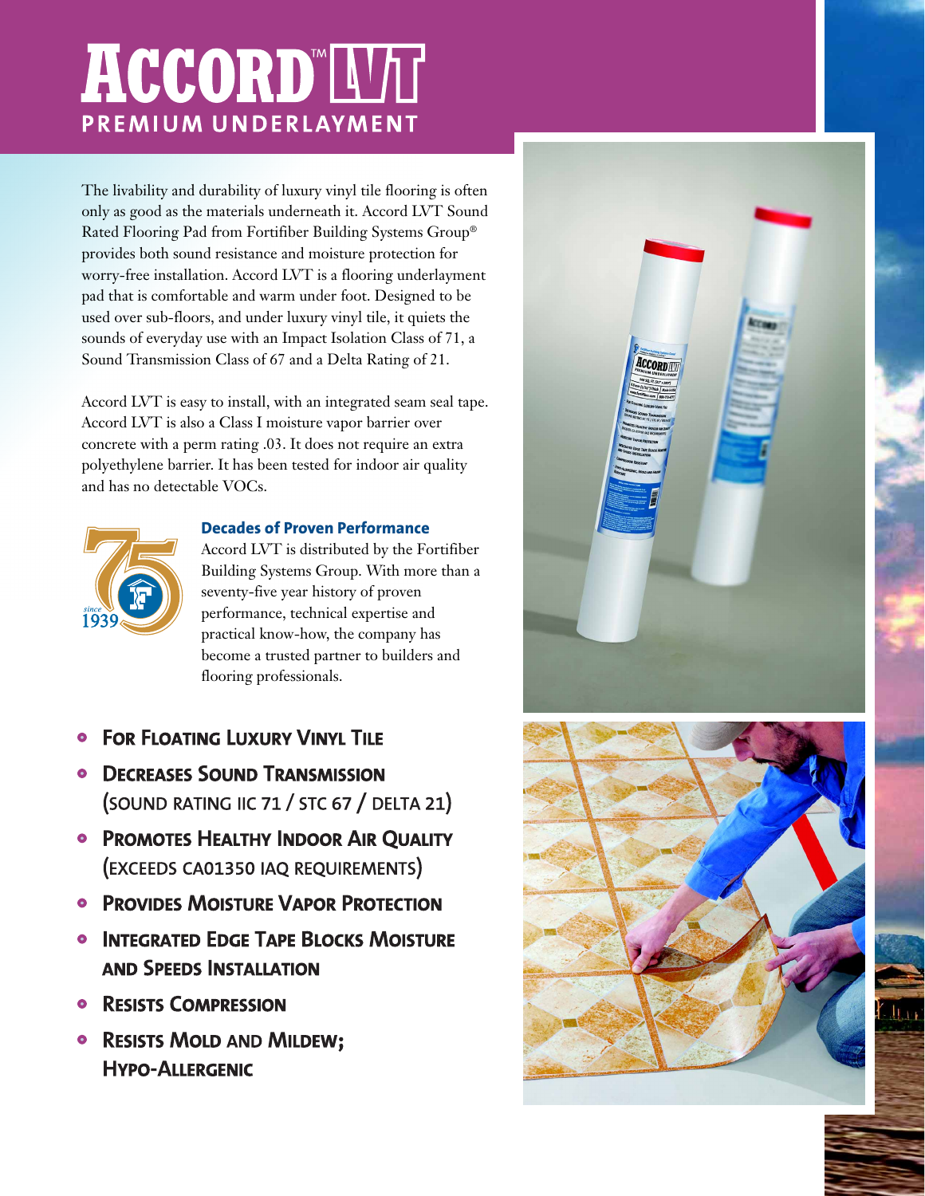# ACCORD™ LVT

## PREMIUM UNDERLAYMENT

The livability and durability of luxury vinyl tile flooring is often only as good as the materials underneath it. Accord LVT Sound Rated Flooring Pad from Fortifiber Building Systems Group® provides both sound resistance and moisture protection for worry-free installation. Accord LVT is a flooring underlayment pad that is comfortable and warm under foot. Designed to be used over sub-floors, and under luxury vinyl tile, it quiets the sounds of everyday use with an Impact Isolation Class of 71, a Sound Transmission Class of 67 and a Delta Rating of 21.

Accord LVT is easy to install, with an integrated seam seal tape. Accord LVT is also a Class I moisture vapor barrier over concrete with a perm rating .03. It does not require an extra polyethylene barrier. It has been tested for indoor air quality and has no detectable VOCs.

### Decades of Proven Performance

Accord LVT is distributed by the Fortifiber Building Systems Group. With more than a seventy-five year history of proven performance, technical expertise and practical know-how, the company has become a trusted partner to builders and flooring professionals.

- **For Floating Luxury Vinyl Tile**
- **Decreases Sound Transmission** (SOUND RATING IIC 71 / STC 67 / DELTA 21)
- **Promotes Healthy Indoor Air Quality** (EXCEEDS CA01350 IAQ REQUIREMENTS)
- **Provides Moisture Vapor Protection**
- **Integrated Edge Tape Blocks Moisture and Speeds Installation**
- **Resists Compression**
- **Resists Mold and Mildew; Hypo-Allergenic**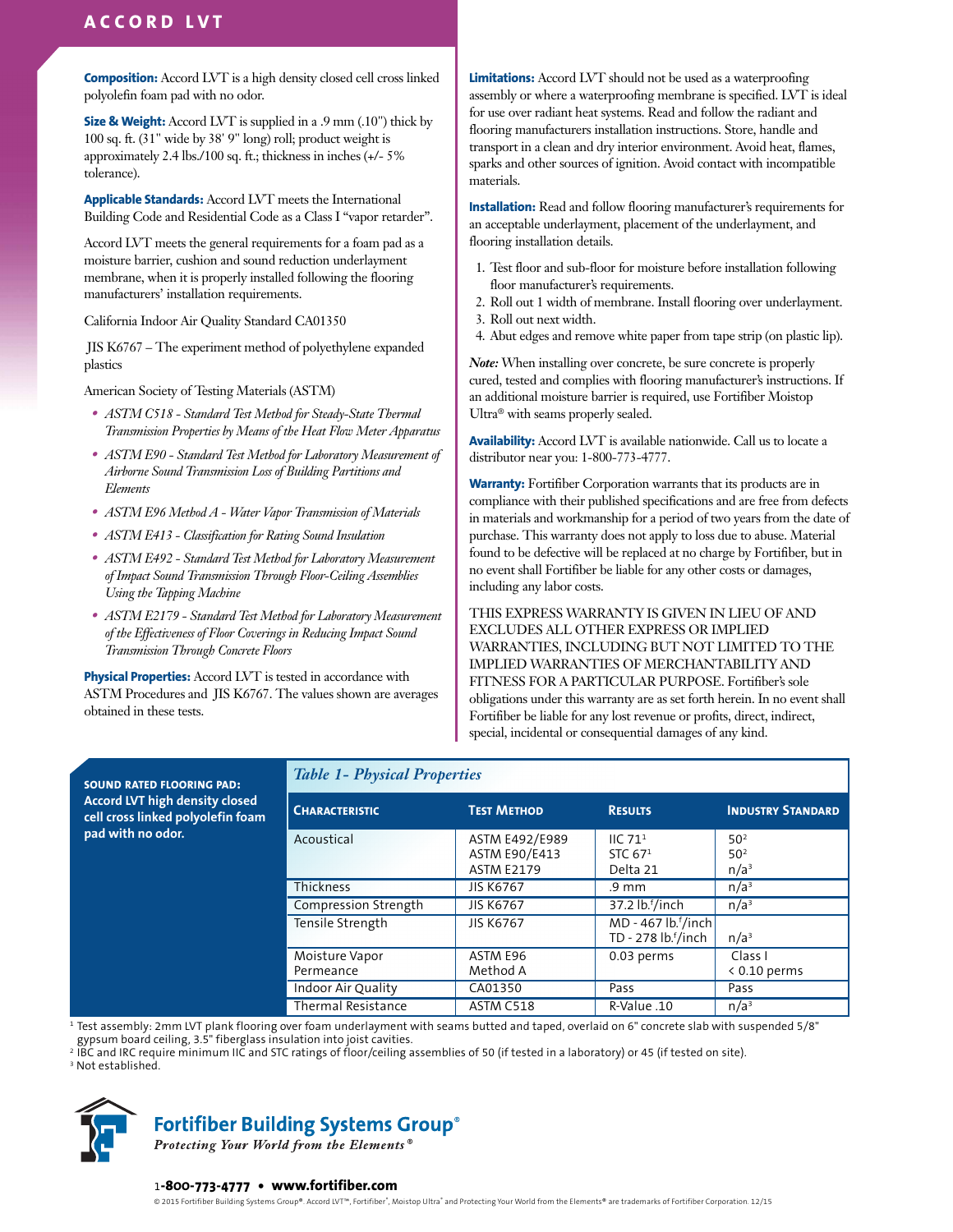# ACCORD LVT

**Composition:** Accord LVT is a high density closed cell cross linked polyolefin foam pad with no odor.

**Size & Weight:** Accord LVT is supplied in a .9 mm (.10") thick by 100 sq. ft. (31" wide by 38' 9" long) roll; product weight is approximately 2.4 lbs./100 sq. ft.; thickness in inches (+/- 5% tolerance).

**Applicable Standards:** Accord LVT meets the International Building Code and Residential Code as a Class I "vapor retarder".

Accord LVT meets the general requirements for a foam pad as a moisture barrier, cushion and sound reduction underlayment membrane, when it is properly installed following the flooring manufacturers' installation requirements.

California Indoor Air Quality Standard CA01350

JIS K6767 – The experiment method of polyethylene expanded plastics

American Society of Testing Materials (ASTM)

- *ASTM C518 - Standard Test Method for Steady-State Thermal Transmission Properties by Means of the Heat Flow Meter Apparatus*
- *ASTM E90 - Standard Test Method for Laboratory Measurement of Airborne Sound Transmission Loss of Building Partitions and Elements*
- *ASTM E96 Method A - Water Vapor Transmission of Materials*
- *ASTM E413 - Classification for Rating Sound Insulation*
- *ASTM E492 - Standard Test Method for Laboratory Measurement of Impact Sound Transmission Through Floor-Ceiling Assemblies Using the Tapping Machine*
- *ASTM E2179 - Standard Test Method for Laboratory Measurement of the Effectiveness of Floor Coverings in Reducing Impact Sound Transmission Through Concrete Floors*

**Physical Properties:** Accord LVT is tested in accordance with ASTM Procedures and JIS K6767. The values shown are averages obtained in these tests.

**Limitations:** Accord LVT should not be used as a waterproofing assembly or where a waterproofing membrane is specified. LVT is ideal for use over radiant heat systems. Read and follow the radiant and flooring manufacturers installation instructions. Store, handle and transport in a clean and dry interior environment. Avoid heat, flames, sparks and other sources of ignition. Avoid contact with incompatible materials.

**Installation:** Read and follow flooring manufacturer's requirements for an acceptable underlayment, placement of the underlayment, and flooring installation details.

1. Test floor and sub-floor for moisture before installation following floor manufacturer's requirements.
2. Roll out 1 width of membrane. Install flooring over underlayment.
3. Roll out next width.
4. Abut edges and remove white paper from tape strip (on plastic lip).

***Note:*** When installing over concrete, be sure concrete is properly cured, tested and complies with flooring manufacturer's instructions. If an additional moisture barrier is required, use Fortifiber Moistop Ultra® with seams properly sealed.

**Availability:** Accord LVT is available nationwide. Call us to locate a distributor near you: 1-800-773-4777.

**Warranty:** Fortifiber Corporation warrants that its products are in compliance with their published specifications and are free from defects in materials and workmanship for a period of two years from the date of purchase. This warranty does not apply to loss due to abuse. Material found to be defective will be replaced at no charge by Fortifiber, but in no event shall Fortifiber be liable for any other costs or damages, including any labor costs.

THIS EXPRESS WARRANTY IS GIVEN IN LIEU OF AND EXCLUDES ALL OTHER EXPRESS OR IMPLIED WARRANTIES, INCLUDING BUT NOT LIMITED TO THE IMPLIED WARRANTIES OF MERCHANTABILITY AND FITNESS FOR A PARTICULAR PURPOSE. Fortifiber's sole obligations under this warranty are as set forth herein. In no event shall Fortifiber be liable for any lost revenue or profits, direct, indirect, special, incidental or consequential damages of any kind.

**SOUND RATED FLOORING PAD:**
**Accord LVT high density closed cell cross linked polyolefin foam pad with no odor.**

*Table 1- Physical Properties*

| Characteristic | Test Method | Results | Industry Standard |
|---|---|---|---|
| Acoustical | ASTM E492/E989<br>ASTM E90/E413<br>ASTM E2179 | IIC 71[1]<br>STC 67[1]<br>Delta 21 | 50[2]<br>50[2]<br>n/a[3] |
| Thickness | JIS K6767 | .9 mm | n/a[3] |
| Compression Strength | JIS K6767 | 37.2 lb.f/inch | n/a[3] |
| Tensile Strength | JIS K6767 | MD - 467 lb.f/inch<br>TD - 278 lb.f/inch | n/a[3] |
| Moisture Vapor Permeance | ASTM E96 Method A | 0.03 perms | Class I<br>< 0.10 perms |
| Indoor Air Quality | CA01350 | Pass | Pass |
| Thermal Resistance | ASTM C518 | R-Value .10 | n/a[3] |

[1] Test assembly: 2mm LVT plank flooring over foam underlayment with seams butted and taped, overlaid on 6" concrete slab with suspended 5/8" gypsum board ceiling, 3.5" fiberglass insulation into joist cavities.
[2] IBC and IRC require minimum IIC and STC ratings of floor/ceiling assemblies of 50 (if tested in a laboratory) or 45 (if tested on site).
[3] Not established.

**Fortifiber Building Systems Group®**
*Protecting Your World from the Elements®*

1-800-773-4777 • www.fortifiber.com

© 2015 Fortifiber Building Systems Group®. Accord LVT™, Fortifiber®, Moistop Ultra® and Protecting Your World from the Elements® are trademarks of Fortifiber Corporation. 12/15